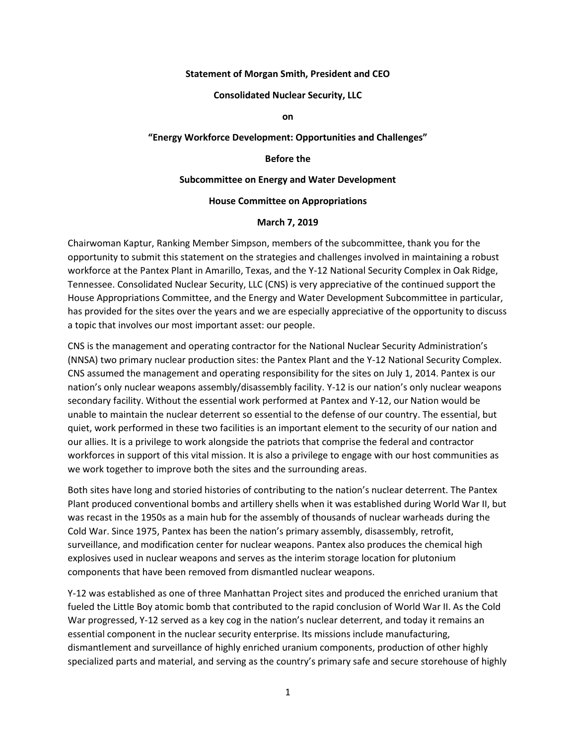**Statement of Morgan Smith, President and CEO**

**Consolidated Nuclear Security, LLC**

**on**

**"Energy Workforce Development: Opportunities and Challenges"**

**Before the**

**Subcommittee on Energy and Water Development**

**House Committee on Appropriations**

**March 7, 2019**

Chairwoman Kaptur, Ranking Member Simpson, members of the subcommittee, thank you for the opportunity to submit this statement on the strategies and challenges involved in maintaining a robust workforce at the Pantex Plant in Amarillo, Texas, and the Y-12 National Security Complex in Oak Ridge, Tennessee. Consolidated Nuclear Security, LLC (CNS) is very appreciative of the continued support the House Appropriations Committee, and the Energy and Water Development Subcommittee in particular, has provided for the sites over the years and we are especially appreciative of the opportunity to discuss a topic that involves our most important asset: our people.

CNS is the management and operating contractor for the National Nuclear Security Administration's (NNSA) two primary nuclear production sites: the Pantex Plant and the Y-12 National Security Complex. CNS assumed the management and operating responsibility for the sites on July 1, 2014. Pantex is our nation's only nuclear weapons assembly/disassembly facility. Y-12 is our nation's only nuclear weapons secondary facility. Without the essential work performed at Pantex and Y-12, our Nation would be unable to maintain the nuclear deterrent so essential to the defense of our country. The essential, but quiet, work performed in these two facilities is an important element to the security of our nation and our allies. It is a privilege to work alongside the patriots that comprise the federal and contractor workforces in support of this vital mission. It is also a privilege to engage with our host communities as we work together to improve both the sites and the surrounding areas.

Both sites have long and storied histories of contributing to the nation's nuclear deterrent. The Pantex Plant produced conventional bombs and artillery shells when it was established during World War II, but was recast in the 1950s as a main hub for the assembly of thousands of nuclear warheads during the Cold War. Since 1975, Pantex has been the nation's primary assembly, disassembly, retrofit, surveillance, and modification center for nuclear weapons. Pantex also produces the chemical high explosives used in nuclear weapons and serves as the interim storage location for plutonium components that have been removed from dismantled nuclear weapons.

Y-12 was established as one of three Manhattan Project sites and produced the enriched uranium that fueled the Little Boy atomic bomb that contributed to the rapid conclusion of World War II. As the Cold War progressed, Y-12 served as a key cog in the nation's nuclear deterrent, and today it remains an essential component in the nuclear security enterprise. Its missions include manufacturing, dismantlement and surveillance of highly enriched uranium components, production of other highly specialized parts and material, and serving as the country's primary safe and secure storehouse of highly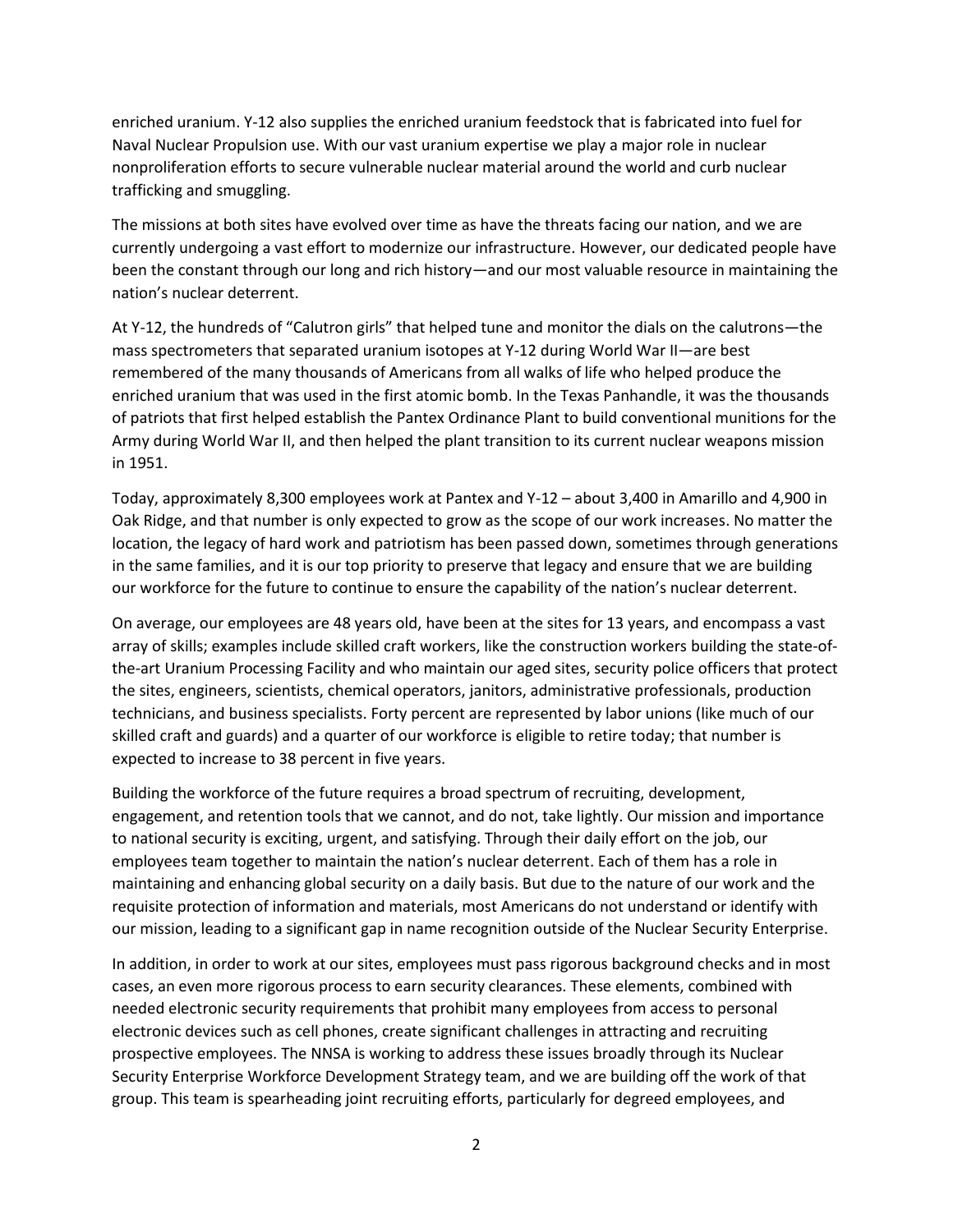enriched uranium. Y-12 also supplies the enriched uranium feedstock that is fabricated into fuel for Naval Nuclear Propulsion use. With our vast uranium expertise we play a major role in nuclear nonproliferation efforts to secure vulnerable nuclear material around the world and curb nuclear trafficking and smuggling.

The missions at both sites have evolved over time as have the threats facing our nation, and we are currently undergoing a vast effort to modernize our infrastructure. However, our dedicated people have been the constant through our long and rich history—and our most valuable resource in maintaining the nation's nuclear deterrent.

At Y-12, the hundreds of "Calutron girls" that helped tune and monitor the dials on the calutrons—the mass spectrometers that separated uranium isotopes at Y-12 during World War II—are best remembered of the many thousands of Americans from all walks of life who helped produce the enriched uranium that was used in the first atomic bomb. In the Texas Panhandle, it was the thousands of patriots that first helped establish the Pantex Ordinance Plant to build conventional munitions for the Army during World War II, and then helped the plant transition to its current nuclear weapons mission in 1951.

Today, approximately 8,300 employees work at Pantex and Y-12 – about 3,400 in Amarillo and 4,900 in Oak Ridge, and that number is only expected to grow as the scope of our work increases. No matter the location, the legacy of hard work and patriotism has been passed down, sometimes through generations in the same families, and it is our top priority to preserve that legacy and ensure that we are building our workforce for the future to continue to ensure the capability of the nation's nuclear deterrent.

On average, our employees are 48 years old, have been at the sites for 13 years, and encompass a vast array of skills; examples include skilled craft workers, like the construction workers building the state-of-the-art Uranium Processing Facility and who maintain our aged sites, security police officers that protect the sites, engineers, scientists, chemical operators, janitors, administrative professionals, production technicians, and business specialists. Forty percent are represented by labor unions (like much of our skilled craft and guards) and a quarter of our workforce is eligible to retire today; that number is expected to increase to 38 percent in five years.

Building the workforce of the future requires a broad spectrum of recruiting, development, engagement, and retention tools that we cannot, and do not, take lightly. Our mission and importance to national security is exciting, urgent, and satisfying. Through their daily effort on the job, our employees team together to maintain the nation's nuclear deterrent. Each of them has a role in maintaining and enhancing global security on a daily basis. But due to the nature of our work and the requisite protection of information and materials, most Americans do not understand or identify with our mission, leading to a significant gap in name recognition outside of the Nuclear Security Enterprise.

In addition, in order to work at our sites, employees must pass rigorous background checks and in most cases, an even more rigorous process to earn security clearances. These elements, combined with needed electronic security requirements that prohibit many employees from access to personal electronic devices such as cell phones, create significant challenges in attracting and recruiting prospective employees. The NNSA is working to address these issues broadly through its Nuclear Security Enterprise Workforce Development Strategy team, and we are building off the work of that group. This team is spearheading joint recruiting efforts, particularly for degreed employees, and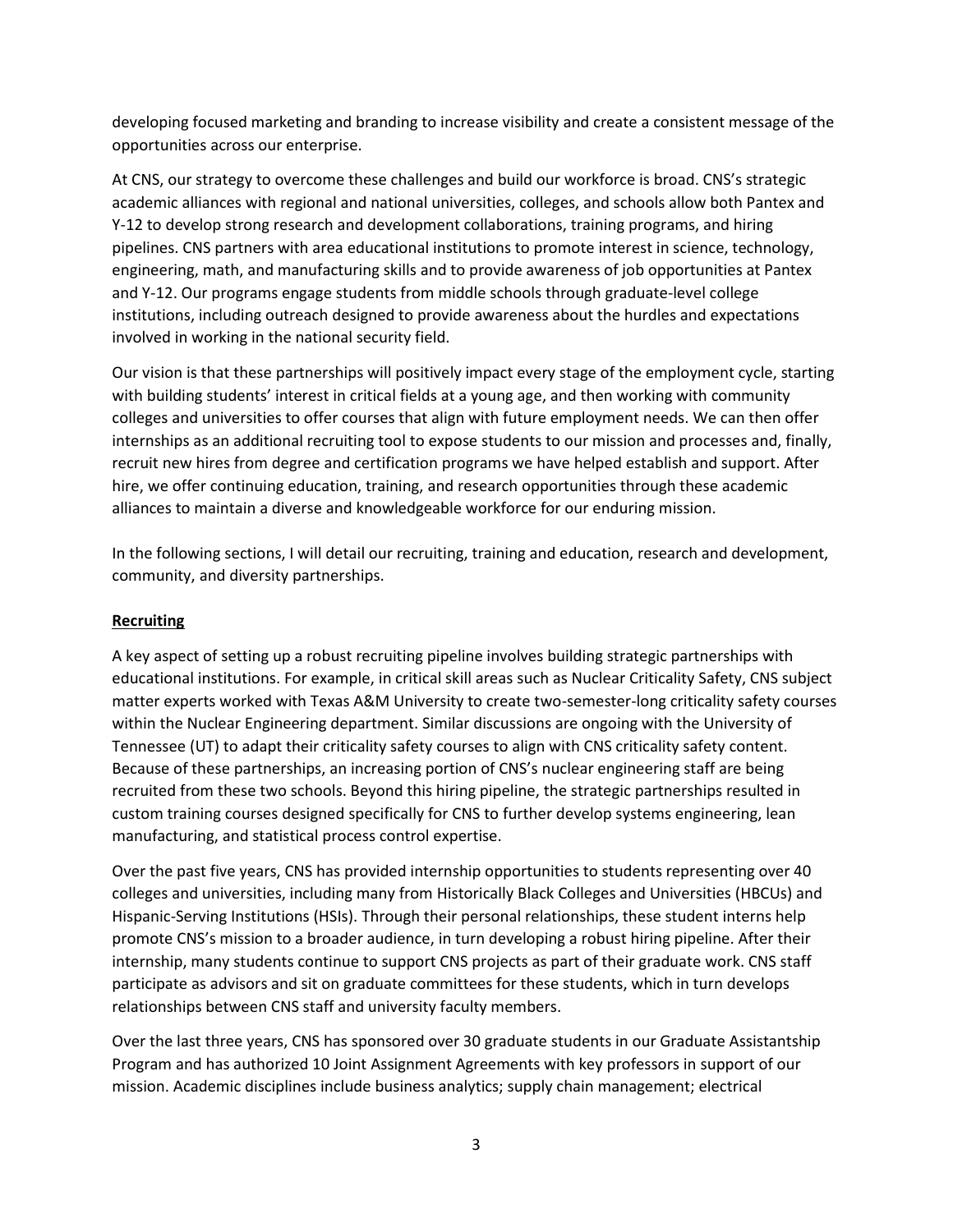developing focused marketing and branding to increase visibility and create a consistent message of the opportunities across our enterprise.

At CNS, our strategy to overcome these challenges and build our workforce is broad. CNS's strategic academic alliances with regional and national universities, colleges, and schools allow both Pantex and Y-12 to develop strong research and development collaborations, training programs, and hiring pipelines. CNS partners with area educational institutions to promote interest in science, technology, engineering, math, and manufacturing skills and to provide awareness of job opportunities at Pantex and Y-12. Our programs engage students from middle schools through graduate-level college institutions, including outreach designed to provide awareness about the hurdles and expectations involved in working in the national security field.

Our vision is that these partnerships will positively impact every stage of the employment cycle, starting with building students' interest in critical fields at a young age, and then working with community colleges and universities to offer courses that align with future employment needs. We can then offer internships as an additional recruiting tool to expose students to our mission and processes and, finally, recruit new hires from degree and certification programs we have helped establish and support. After hire, we offer continuing education, training, and research opportunities through these academic alliances to maintain a diverse and knowledgeable workforce for our enduring mission.

In the following sections, I will detail our recruiting, training and education, research and development, community, and diversity partnerships.

## Recruiting

A key aspect of setting up a robust recruiting pipeline involves building strategic partnerships with educational institutions. For example, in critical skill areas such as Nuclear Criticality Safety, CNS subject matter experts worked with Texas A&M University to create two-semester-long criticality safety courses within the Nuclear Engineering department. Similar discussions are ongoing with the University of Tennessee (UT) to adapt their criticality safety courses to align with CNS criticality safety content. Because of these partnerships, an increasing portion of CNS's nuclear engineering staff are being recruited from these two schools. Beyond this hiring pipeline, the strategic partnerships resulted in custom training courses designed specifically for CNS to further develop systems engineering, lean manufacturing, and statistical process control expertise.

Over the past five years, CNS has provided internship opportunities to students representing over 40 colleges and universities, including many from Historically Black Colleges and Universities (HBCUs) and Hispanic-Serving Institutions (HSIs). Through their personal relationships, these student interns help promote CNS's mission to a broader audience, in turn developing a robust hiring pipeline. After their internship, many students continue to support CNS projects as part of their graduate work. CNS staff participate as advisors and sit on graduate committees for these students, which in turn develops relationships between CNS staff and university faculty members.

Over the last three years, CNS has sponsored over 30 graduate students in our Graduate Assistantship Program and has authorized 10 Joint Assignment Agreements with key professors in support of our mission. Academic disciplines include business analytics; supply chain management; electrical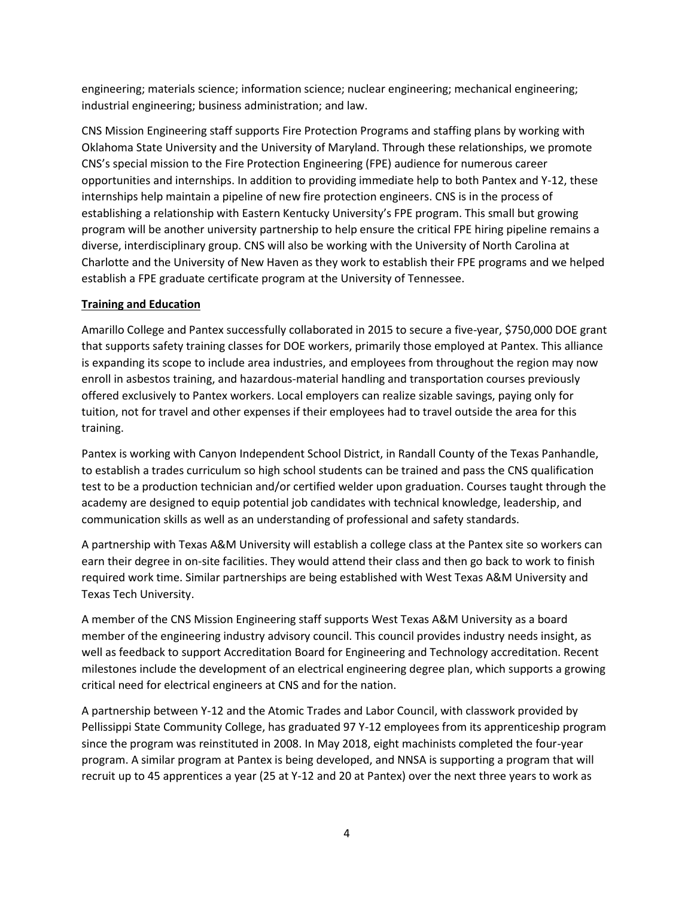engineering; materials science; information science; nuclear engineering; mechanical engineering; industrial engineering; business administration; and law.

CNS Mission Engineering staff supports Fire Protection Programs and staffing plans by working with Oklahoma State University and the University of Maryland. Through these relationships, we promote CNS's special mission to the Fire Protection Engineering (FPE) audience for numerous career opportunities and internships. In addition to providing immediate help to both Pantex and Y-12, these internships help maintain a pipeline of new fire protection engineers. CNS is in the process of establishing a relationship with Eastern Kentucky University's FPE program. This small but growing program will be another university partnership to help ensure the critical FPE hiring pipeline remains a diverse, interdisciplinary group. CNS will also be working with the University of North Carolina at Charlotte and the University of New Haven as they work to establish their FPE programs and we helped establish a FPE graduate certificate program at the University of Tennessee.

**Training and Education**

Amarillo College and Pantex successfully collaborated in 2015 to secure a five-year, $750,000 DOE grant that supports safety training classes for DOE workers, primarily those employed at Pantex. This alliance is expanding its scope to include area industries, and employees from throughout the region may now enroll in asbestos training, and hazardous-material handling and transportation courses previously offered exclusively to Pantex workers. Local employers can realize sizable savings, paying only for tuition, not for travel and other expenses if their employees had to travel outside the area for this training.

Pantex is working with Canyon Independent School District, in Randall County of the Texas Panhandle, to establish a trades curriculum so high school students can be trained and pass the CNS qualification test to be a production technician and/or certified welder upon graduation. Courses taught through the academy are designed to equip potential job candidates with technical knowledge, leadership, and communication skills as well as an understanding of professional and safety standards.

A partnership with Texas A&M University will establish a college class at the Pantex site so workers can earn their degree in on-site facilities. They would attend their class and then go back to work to finish required work time. Similar partnerships are being established with West Texas A&M University and Texas Tech University.

A member of the CNS Mission Engineering staff supports West Texas A&M University as a board member of the engineering industry advisory council. This council provides industry needs insight, as well as feedback to support Accreditation Board for Engineering and Technology accreditation. Recent milestones include the development of an electrical engineering degree plan, which supports a growing critical need for electrical engineers at CNS and for the nation.

A partnership between Y-12 and the Atomic Trades and Labor Council, with classwork provided by Pellissippi State Community College, has graduated 97 Y-12 employees from its apprenticeship program since the program was reinstituted in 2008. In May 2018, eight machinists completed the four-year program. A similar program at Pantex is being developed, and NNSA is supporting a program that will recruit up to 45 apprentices a year (25 at Y-12 and 20 at Pantex) over the next three years to work as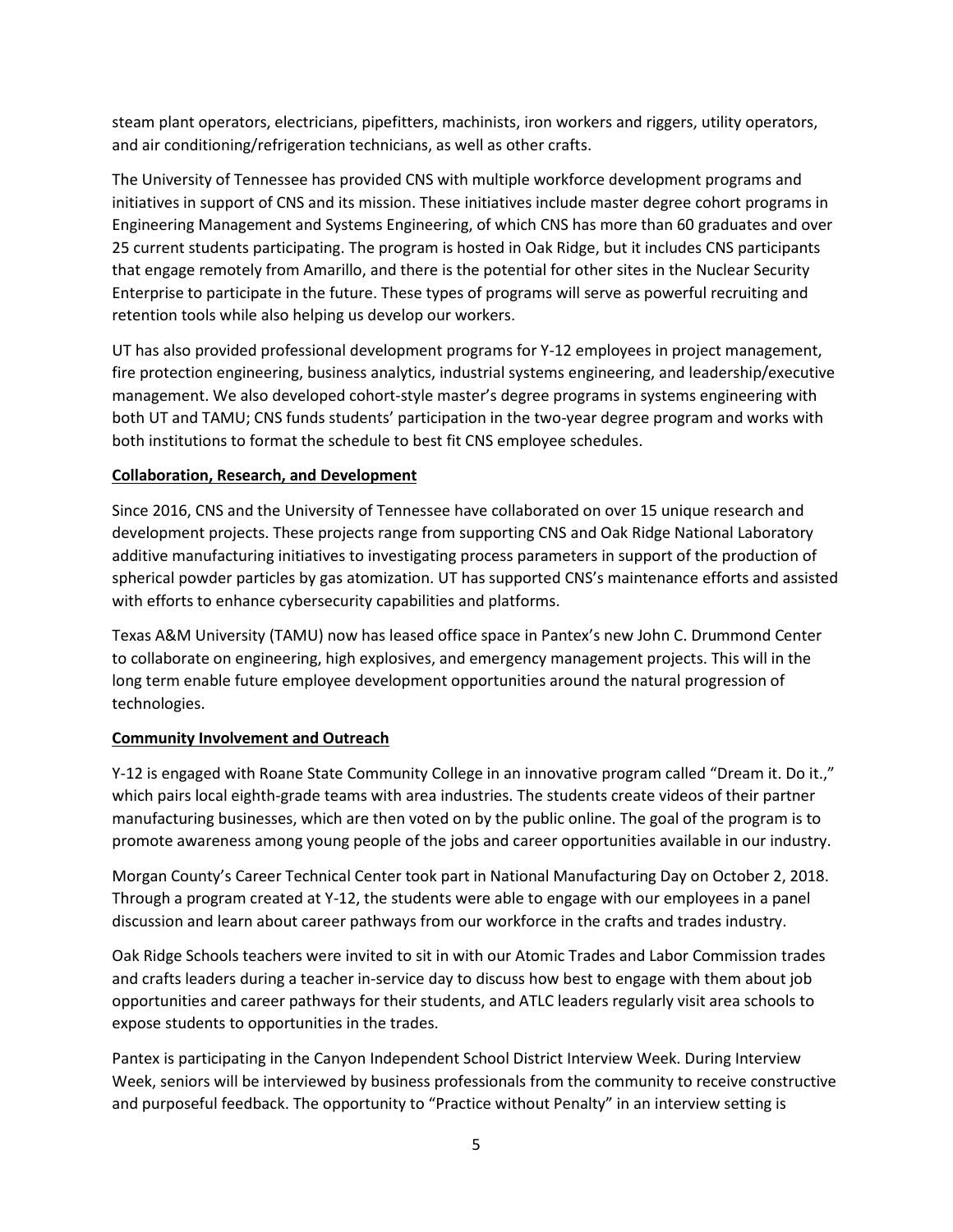steam plant operators, electricians, pipefitters, machinists, iron workers and riggers, utility operators, and air conditioning/refrigeration technicians, as well as other crafts.

The University of Tennessee has provided CNS with multiple workforce development programs and initiatives in support of CNS and its mission. These initiatives include master degree cohort programs in Engineering Management and Systems Engineering, of which CNS has more than 60 graduates and over 25 current students participating. The program is hosted in Oak Ridge, but it includes CNS participants that engage remotely from Amarillo, and there is the potential for other sites in the Nuclear Security Enterprise to participate in the future. These types of programs will serve as powerful recruiting and retention tools while also helping us develop our workers.

UT has also provided professional development programs for Y-12 employees in project management, fire protection engineering, business analytics, industrial systems engineering, and leadership/executive management. We also developed cohort-style master's degree programs in systems engineering with both UT and TAMU; CNS funds students' participation in the two-year degree program and works with both institutions to format the schedule to best fit CNS employee schedules.

**Collaboration, Research, and Development**

Since 2016, CNS and the University of Tennessee have collaborated on over 15 unique research and development projects. These projects range from supporting CNS and Oak Ridge National Laboratory additive manufacturing initiatives to investigating process parameters in support of the production of spherical powder particles by gas atomization. UT has supported CNS's maintenance efforts and assisted with efforts to enhance cybersecurity capabilities and platforms.

Texas A&M University (TAMU) now has leased office space in Pantex's new John C. Drummond Center to collaborate on engineering, high explosives, and emergency management projects. This will in the long term enable future employee development opportunities around the natural progression of technologies.

**Community Involvement and Outreach**

Y-12 is engaged with Roane State Community College in an innovative program called "Dream it. Do it.," which pairs local eighth-grade teams with area industries. The students create videos of their partner manufacturing businesses, which are then voted on by the public online. The goal of the program is to promote awareness among young people of the jobs and career opportunities available in our industry.

Morgan County's Career Technical Center took part in National Manufacturing Day on October 2, 2018. Through a program created at Y-12, the students were able to engage with our employees in a panel discussion and learn about career pathways from our workforce in the crafts and trades industry.

Oak Ridge Schools teachers were invited to sit in with our Atomic Trades and Labor Commission trades and crafts leaders during a teacher in-service day to discuss how best to engage with them about job opportunities and career pathways for their students, and ATLC leaders regularly visit area schools to expose students to opportunities in the trades.

Pantex is participating in the Canyon Independent School District Interview Week. During Interview Week, seniors will be interviewed by business professionals from the community to receive constructive and purposeful feedback. The opportunity to "Practice without Penalty" in an interview setting is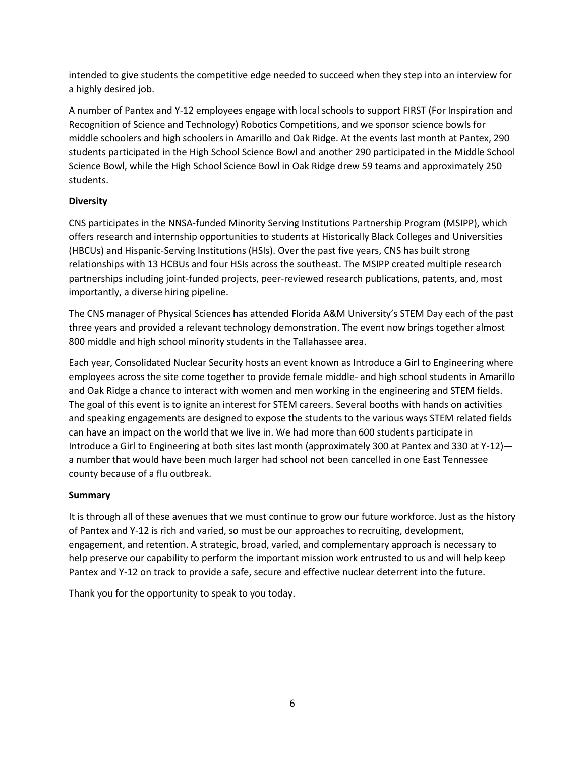intended to give students the competitive edge needed to succeed when they step into an interview for a highly desired job.

A number of Pantex and Y-12 employees engage with local schools to support FIRST (For Inspiration and Recognition of Science and Technology) Robotics Competitions, and we sponsor science bowls for middle schoolers and high schoolers in Amarillo and Oak Ridge. At the events last month at Pantex, 290 students participated in the High School Science Bowl and another 290 participated in the Middle School Science Bowl, while the High School Science Bowl in Oak Ridge drew 59 teams and approximately 250 students.

**Diversity**

CNS participates in the NNSA-funded Minority Serving Institutions Partnership Program (MSIPP), which offers research and internship opportunities to students at Historically Black Colleges and Universities (HBCUs) and Hispanic-Serving Institutions (HSIs). Over the past five years, CNS has built strong relationships with 13 HCBUs and four HSIs across the southeast. The MSIPP created multiple research partnerships including joint-funded projects, peer-reviewed research publications, patents, and, most importantly, a diverse hiring pipeline.

The CNS manager of Physical Sciences has attended Florida A&M University's STEM Day each of the past three years and provided a relevant technology demonstration. The event now brings together almost 800 middle and high school minority students in the Tallahassee area.

Each year, Consolidated Nuclear Security hosts an event known as Introduce a Girl to Engineering where employees across the site come together to provide female middle- and high school students in Amarillo and Oak Ridge a chance to interact with women and men working in the engineering and STEM fields. The goal of this event is to ignite an interest for STEM careers. Several booths with hands on activities and speaking engagements are designed to expose the students to the various ways STEM related fields can have an impact on the world that we live in. We had more than 600 students participate in Introduce a Girl to Engineering at both sites last month (approximately 300 at Pantex and 330 at Y-12)—a number that would have been much larger had school not been cancelled in one East Tennessee county because of a flu outbreak.

**Summary**

It is through all of these avenues that we must continue to grow our future workforce. Just as the history of Pantex and Y-12 is rich and varied, so must be our approaches to recruiting, development, engagement, and retention. A strategic, broad, varied, and complementary approach is necessary to help preserve our capability to perform the important mission work entrusted to us and will help keep Pantex and Y-12 on track to provide a safe, secure and effective nuclear deterrent into the future.

Thank you for the opportunity to speak to you today.